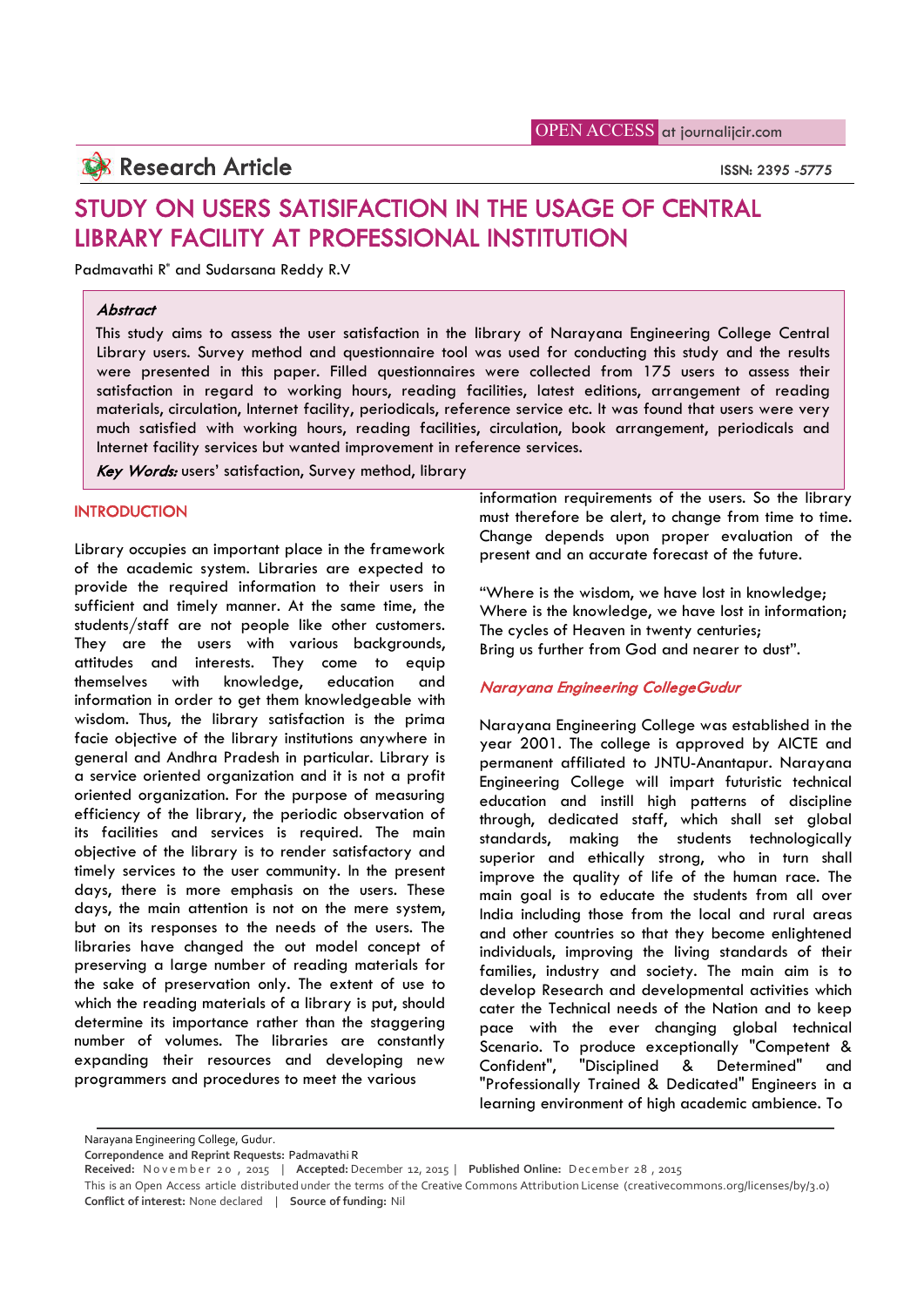OPEN ACCESS at journalijcir.com

Research Article

ISSN: 2395 -5775

# STUDY ON USERS SATISIFACTION IN THE USAGE OF CENTRAL LIBRARY FACILITY AT PROFESSIONAL INSTITUTION

Padmavathi R* and Sudarsana Reddy R.V

### *Abstract*

This study aims to assess the user satisfaction in the library of Narayana Engineering College Central Library users. Survey method and questionnaire tool was used for conducting this study and the results were presented in this paper. Filled questionnaires were collected from 175 users to assess their satisfaction in regard to working hours, reading facilities, latest editions, arrangement of reading materials, circulation, Internet facility, periodicals, reference service etc. It was found that users were very much satisfied with working hours, reading facilities, circulation, book arrangement, periodicals and Internet facility services but wanted improvement in reference services.

***Key Words:*** users' satisfaction, Survey method, library

## INTRODUCTION

Library occupies an important place in the framework of the academic system. Libraries are expected to provide the required information to their users in sufficient and timely manner. At the same time, the students/staff are not people like other customers. They are the users with various backgrounds, attitudes and interests. They come to equip themselves with knowledge, education and information in order to get them knowledgeable with wisdom. Thus, the library satisfaction is the prima facie objective of the library institutions anywhere in general and Andhra Pradesh in particular. Library is a service oriented organization and it is not a profit oriented organization. For the purpose of measuring efficiency of the library, the periodic observation of its facilities and services is required. The main objective of the library is to render satisfactory and timely services to the user community. In the present days, there is more emphasis on the users. These days, the main attention is not on the mere system, but on its responses to the needs of the users. The libraries have changed the out model concept of preserving a large number of reading materials for the sake of preservation only. The extent of use to which the reading materials of a library is put, should determine its importance rather than the staggering number of volumes. The libraries are constantly expanding their resources and developing new programmers and procedures to meet the various information requirements of the users. So the library must therefore be alert, to change from time to time. Change depends upon proper evaluation of the present and an accurate forecast of the future.

"Where is the wisdom, we have lost in knowledge;
Where is the knowledge, we have lost in information;
The cycles of Heaven in twenty centuries;
Bring us further from God and nearer to dust".

### *Narayana Engineering CollegeGudur*

Narayana Engineering College was established in the year 2001. The college is approved by AICTE and permanent affiliated to JNTU-Anantapur. Narayana Engineering College will impart futuristic technical education and instill high patterns of discipline through, dedicated staff, which shall set global standards, making the students technologically superior and ethically strong, who in turn shall improve the quality of life of the human race. The main goal is to educate the students from all over India including those from the local and rural areas and other countries so that they become enlightened individuals, improving the living standards of their families, industry and society. The main aim is to develop Research and developmental activities which cater the Technical needs of the Nation and to keep pace with the ever changing global technical Scenario. To produce exceptionally "Competent & Confident", "Disciplined & Determined" and "Professionally Trained & Dedicated" Engineers in a learning environment of high academic ambience. To

---

Narayana Engineering College, Gudur.

**Correpondence and Reprint Requests:** Padmavathi R

**Received:** November 20, 2015 | **Accepted:** December 12, 2015 | **Published Online:** December 28, 2015

This is an Open Access article distributed under the terms of the Creative Commons Attribution License (creativecommons.org/licenses/by/3.0)

**Conflict of interest:** None declared | **Source of funding:** Nil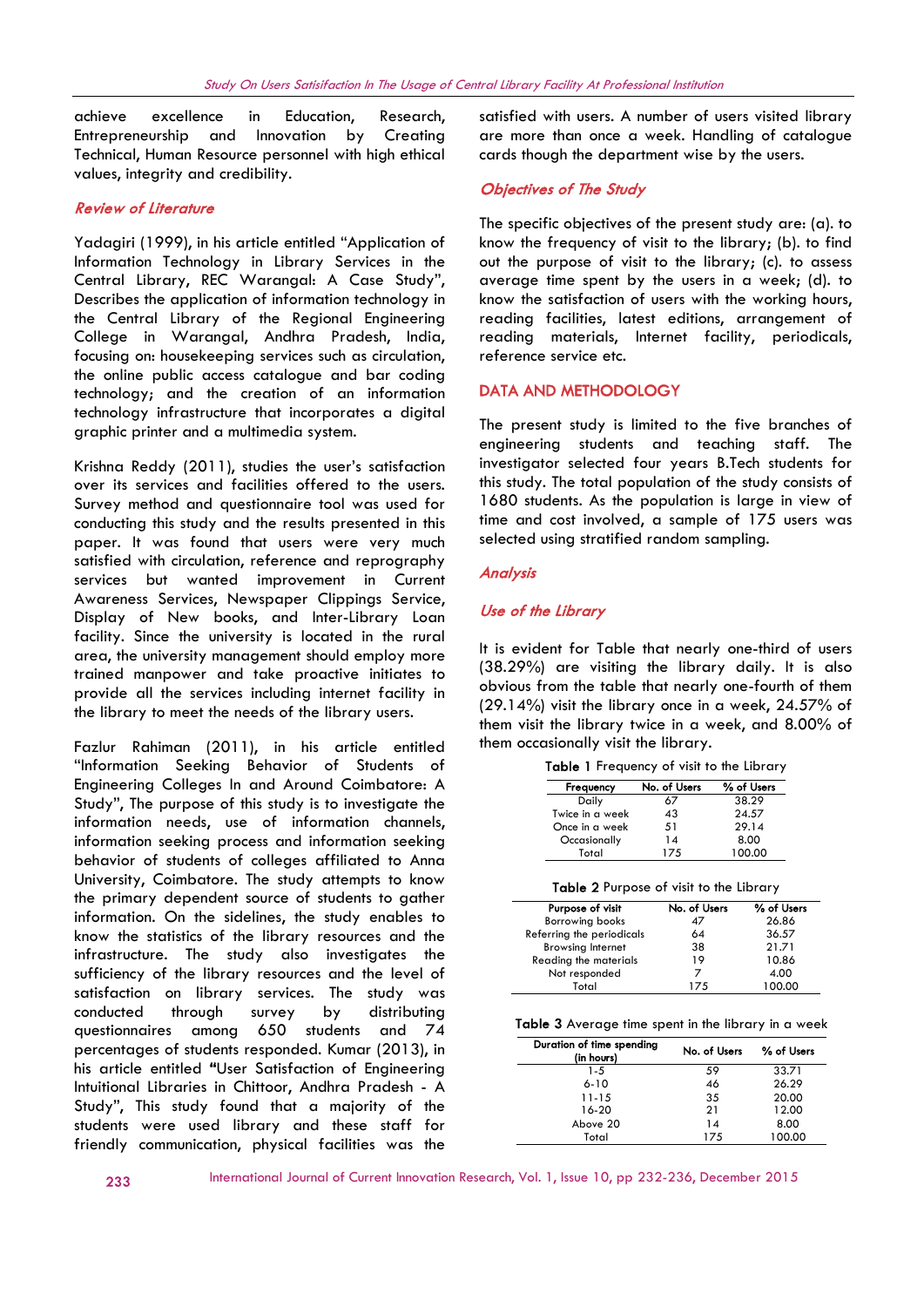achieve excellence in Education, Research, Entrepreneurship and Innovation by Creating Technical, Human Resource personnel with high ethical values, integrity and credibility.

## Review of Literature

Yadagiri (1999), in his article entitled "Application of Information Technology in Library Services in the Central Library, REC Warangal: A Case Study", Describes the application of information technology in the Central Library of the Regional Engineering College in Warangal, Andhra Pradesh, India, focusing on: housekeeping services such as circulation, the online public access catalogue and bar coding technology; and the creation of an information technology infrastructure that incorporates a digital graphic printer and a multimedia system.

Krishna Reddy (2011), studies the user's satisfaction over its services and facilities offered to the users. Survey method and questionnaire tool was used for conducting this study and the results presented in this paper. It was found that users were very much satisfied with circulation, reference and reprography services but wanted improvement in Current Awareness Services, Newspaper Clippings Service, Display of New books, and Inter-Library Loan facility. Since the university is located in the rural area, the university management should employ more trained manpower and take proactive initiates to provide all the services including internet facility in the library to meet the needs of the library users.

Fazlur Rahiman (2011), in his article entitled "Information Seeking Behavior of Students of Engineering Colleges In and Around Coimbatore: A Study", The purpose of this study is to investigate the information needs, use of information channels, information seeking process and information seeking behavior of students of colleges affiliated to Anna University, Coimbatore. The study attempts to know the primary dependent source of students to gather information. On the sidelines, the study enables to know the statistics of the library resources and the infrastructure. The study also investigates the sufficiency of the library resources and the level of satisfaction on library services. The study was conducted through survey by distributing questionnaires among 650 students and 74 percentages of students responded. Kumar (2013), in his article entitled **"**User Satisfaction of Engineering Intuitional Libraries in Chittoor, Andhra Pradesh - A Study", This study found that a majority of the students were used library and these staff for friendly communication, physical facilities was the satisfied with users. A number of users visited library are more than once a week. Handling of catalogue cards though the department wise by the users.

## Objectives of The Study

The specific objectives of the present study are: (a). to know the frequency of visit to the library; (b). to find out the purpose of visit to the library; (c). to assess average time spent by the users in a week; (d). to know the satisfaction of users with the working hours, reading facilities, latest editions, arrangement of reading materials, Internet facility, periodicals, reference service etc.

## DATA AND METHODOLOGY

The present study is limited to the five branches of engineering students and teaching staff. The investigator selected four years B.Tech students for this study. The total population of the study consists of 1680 students. As the population is large in view of time and cost involved, a sample of 175 users was selected using stratified random sampling.

## Analysis

### Use of the Library

It is evident for Table that nearly one-third of users (38.29%) are visiting the library daily. It is also obvious from the table that nearly one-fourth of them (29.14%) visit the library once in a week, 24.57% of them visit the library twice in a week, and 8.00% of them occasionally visit the library.

**Table 1** Frequency of visit to the Library

| Frequency | No. of Users | % of Users |
|---|---|---|
| Daily | 67 | 38.29 |
| Twice in a week | 43 | 24.57 |
| Once in a week | 51 | 29.14 |
| Occasionally | 14 | 8.00 |
| Total | 175 | 100.00 |

**Table 2** Purpose of visit to the Library

| Purpose of visit | No. of Users | % of Users |
|---|---|---|
| Borrowing books | 47 | 26.86 |
| Referring the periodicals | 64 | 36.57 |
| Browsing Internet | 38 | 21.71 |
| Reading the materials | 19 | 10.86 |
| Not responded | 7 | 4.00 |
| Total | 175 | 100.00 |

**Table 3** Average time spent in the library in a week

| Duration of time spending (in hours) | No. of Users | % of Users |
|---|---|---|
| 1-5 | 59 | 33.71 |
| 6-10 | 46 | 26.29 |
| 11-15 | 35 | 20.00 |
| 16-20 | 21 | 12.00 |
| Above 20 | 14 | 8.00 |
| Total | 175 | 100.00 |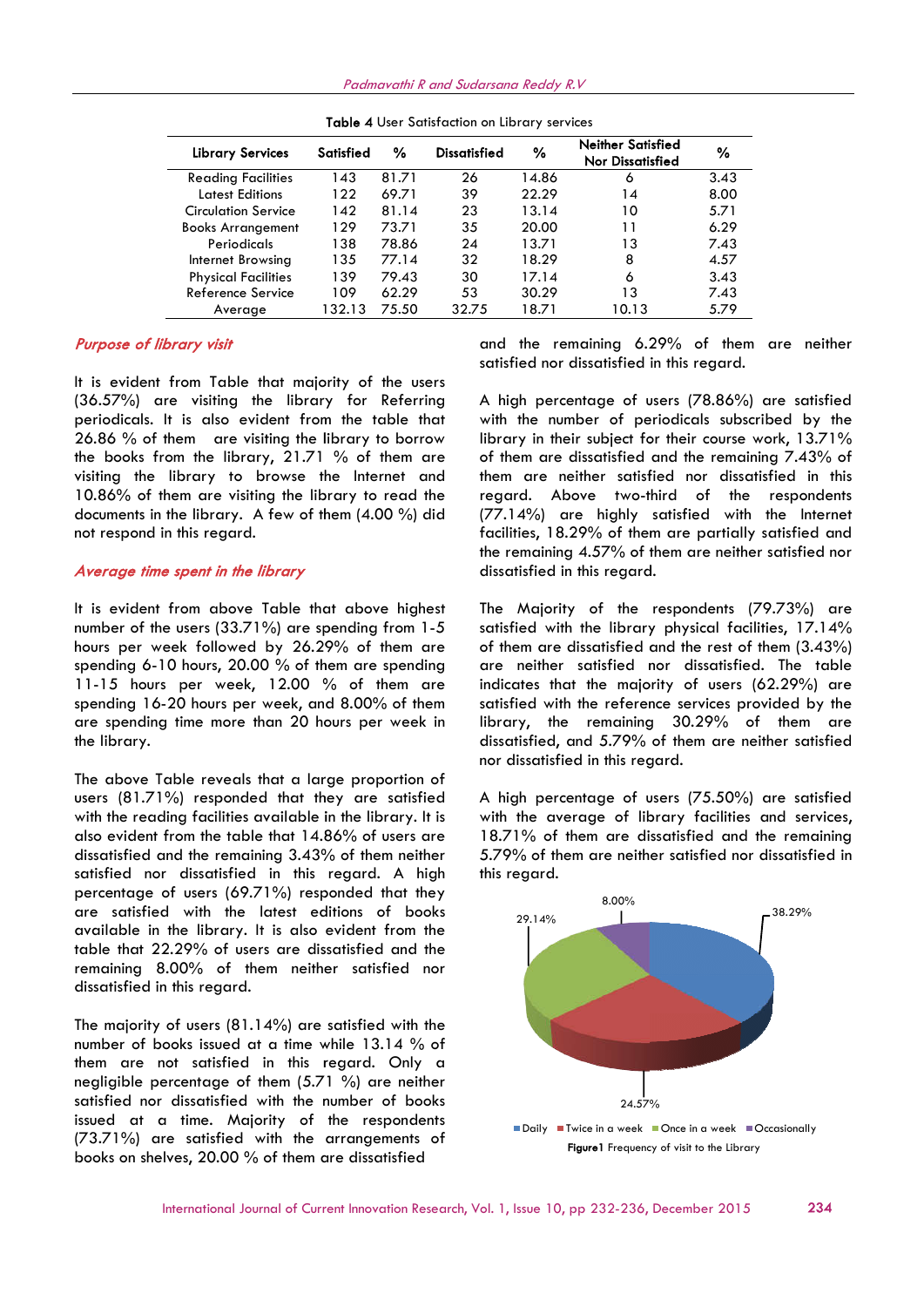**Table 4** User Satisfaction on Library services

| Library Services | Satisfied | % | Dissatisfied | % | Neither Satisfied Nor Dissatisfied | % |
|---|---|---|---|---|---|---|
| Reading Facilities | 143 | 81.71 | 26 | 14.86 | 6 | 3.43 |
| Latest Editions | 122 | 69.71 | 39 | 22.29 | 14 | 8.00 |
| Circulation Service | 142 | 81.14 | 23 | 13.14 | 10 | 5.71 |
| Books Arrangement | 129 | 73.71 | 35 | 20.00 | 11 | 6.29 |
| Periodicals | 138 | 78.86 | 24 | 13.71 | 13 | 7.43 |
| Internet Browsing | 135 | 77.14 | 32 | 18.29 | 8 | 4.57 |
| Physical Facilities | 139 | 79.43 | 30 | 17.14 | 6 | 3.43 |
| Reference Service | 109 | 62.29 | 53 | 30.29 | 13 | 7.43 |
| Average | 132.13 | 75.50 | 32.75 | 18.71 | 10.13 | 5.79 |

## *Purpose of library visit*

It is evident from Table that majority of the users (36.57%) are visiting the library for Referring periodicals. It is also evident from the table that 26.86 % of them are visiting the library to borrow the books from the library, 21.71 % of them are visiting the library to browse the Internet and 10.86% of them are visiting the library to read the documents in the library. A few of them (4.00 %) did not respond in this regard.

## *Average time spent in the library*

It is evident from above Table that above highest number of the users (33.71%) are spending from 1-5 hours per week followed by 26.29% of them are spending 6-10 hours, 20.00 % of them are spending 11-15 hours per week, 12.00 % of them are spending 16-20 hours per week, and 8.00% of them are spending time more than 20 hours per week in the library.

The above Table reveals that a large proportion of users (81.71%) responded that they are satisfied with the reading facilities available in the library. It is also evident from the table that 14.86% of users are dissatisfied and the remaining 3.43% of them neither satisfied nor dissatisfied in this regard. A high percentage of users (69.71%) responded that they are satisfied with the latest editions of books available in the library. It is also evident from the table that 22.29% of users are dissatisfied and the remaining 8.00% of them neither satisfied nor dissatisfied in this regard.

The majority of users (81.14%) are satisfied with the number of books issued at a time while 13.14 % of them are not satisfied in this regard. Only a negligible percentage of them (5.71 %) are neither satisfied nor dissatisfied with the number of books issued at a time. Majority of the respondents (73.71%) are satisfied with the arrangements of books on shelves, 20.00 % of them are dissatisfied and the remaining 6.29% of them are neither satisfied nor dissatisfied in this regard.

A high percentage of users (78.86%) are satisfied with the number of periodicals subscribed by the library in their subject for their course work, 13.71% of them are dissatisfied and the remaining 7.43% of them are neither satisfied nor dissatisfied in this regard. Above two-third of the respondents (77.14%) are highly satisfied with the Internet facilities, 18.29% of them are partially satisfied and the remaining 4.57% of them are neither satisfied nor dissatisfied in this regard.

The Majority of the respondents (79.73%) are satisfied with the library physical facilities, 17.14% of them are dissatisfied and the rest of them (3.43%) are neither satisfied nor dissatisfied. The table indicates that the majority of users (62.29%) are satisfied with the reference services provided by the library, the remaining 30.29% of them are dissatisfied, and 5.79% of them are neither satisfied nor dissatisfied in this regard.

A high percentage of users (75.50%) are satisfied with the average of library facilities and services, 18.71% of them are dissatisfied and the remaining 5.79% of them are neither satisfied nor dissatisfied in this regard.

| Frequency | % |
|---|---|
| Daily | 38.29% |
| Twice in a week | 24.57% |
| Once in a week | 29.14% |
| Occasionally | 8.00% |

**Figure1** Frequency of visit to the Library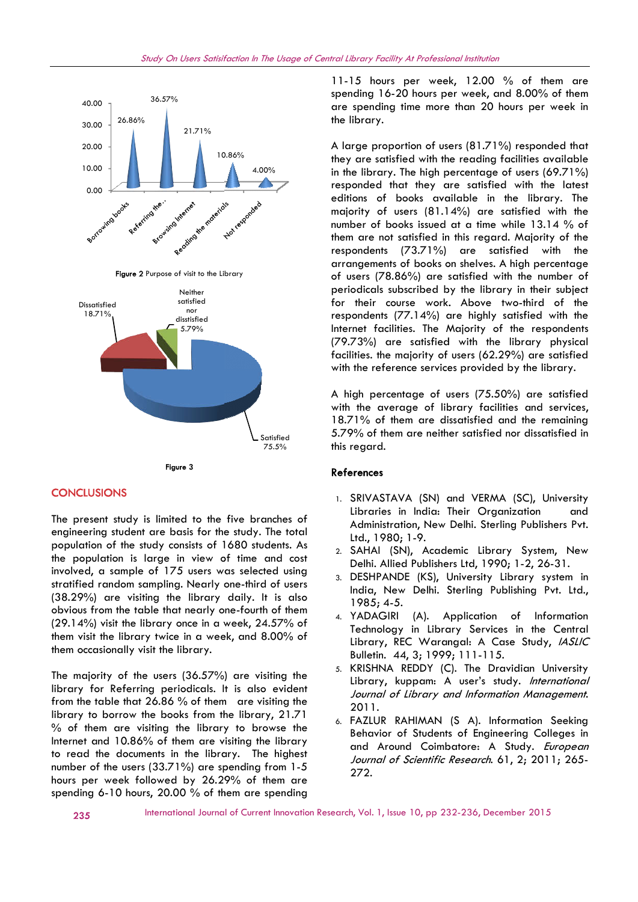Figure 2 Purpose of visit to the Library

Figure 3

## CONCLUSIONS

The present study is limited to the five branches of engineering student are basis for the study. The total population of the study consists of 1680 students. As the population is large in view of time and cost involved, a sample of 175 users was selected using stratified random sampling. Nearly one-third of users (38.29%) are visiting the library daily. It is also obvious from the table that nearly one-fourth of them (29.14%) visit the library once in a week, 24.57% of them visit the library twice in a week, and 8.00% of them occasionally visit the library.

The majority of the users (36.57%) are visiting the library for Referring periodicals. It is also evident from the table that 26.86 % of them are visiting the library to borrow the books from the library, 21.71 % of them are visiting the library to browse the Internet and 10.86% of them are visiting the library to read the documents in the library. The highest number of the users (33.71%) are spending from 1-5 hours per week followed by 26.29% of them are spending 6-10 hours, 20.00 % of them are spending 11-15 hours per week, 12.00 % of them are spending 16-20 hours per week, and 8.00% of them are spending time more than 20 hours per week in the library.

A large proportion of users (81.71%) responded that they are satisfied with the reading facilities available in the library. The high percentage of users (69.71%) responded that they are satisfied with the latest editions of books available in the library. The majority of users (81.14%) are satisfied with the number of books issued at a time while 13.14 % of them are not satisfied in this regard. Majority of the respondents (73.71%) are satisfied with the arrangements of books on shelves. A high percentage of users (78.86%) are satisfied with the number of periodicals subscribed by the library in their subject for their course work. Above two-third of the respondents (77.14%) are highly satisfied with the Internet facilities. The Majority of the respondents (79.73%) are satisfied with the library physical facilities. the majority of users (62.29%) are satisfied with the reference services provided by the library.

A high percentage of users (75.50%) are satisfied with the average of library facilities and services, 18.71% of them are dissatisfied and the remaining 5.79% of them are neither satisfied nor dissatisfied in this regard.

## References

1. SRIVASTAVA (SN) and VERMA (SC), University Libraries in India: Their Organization and Administration, New Delhi. Sterling Publishers Pvt. Ltd., 1980; 1-9.
2. SAHAI (SN), Academic Library System, New Delhi. Allied Publishers Ltd, 1990; 1-2, 26-31.
3. DESHPANDE (KS), University Library system in India, New Delhi. Sterling Publishing Pvt. Ltd., 1985; 4-5.
4. YADAGIRI (A). Application of Information Technology in Library Services in the Central Library, REC Warangal: A Case Study, *IASLIC* Bulletin. 44, 3; 1999; 111-115.
5. KRISHNA REDDY (C). The Dravidian University Library, kuppam: A user's study. *International Journal of Library and Information Management*. 2011.
6. FAZLUR RAHIMAN (S A). Information Seeking Behavior of Students of Engineering Colleges in and Around Coimbatore: A Study. *European Journal of Scientific Research*. 61, 2; 2011; 265-272.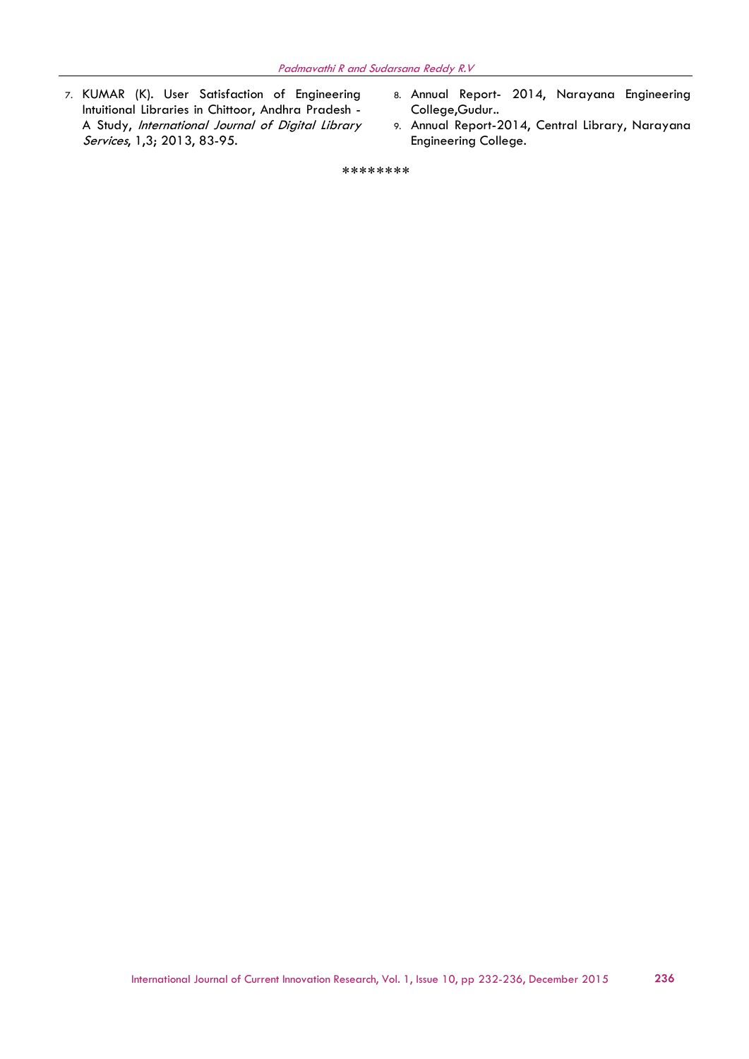7. KUMAR (K). User Satisfaction of Engineering Intuitional Libraries in Chittoor, Andhra Pradesh - A Study, *International Journal of Digital Library Services*, 1,3; 2013, 83-95.
8. Annual Report- 2014, Narayana Engineering College,Gudur..
9. Annual Report-2014, Central Library, Narayana Engineering College.

********